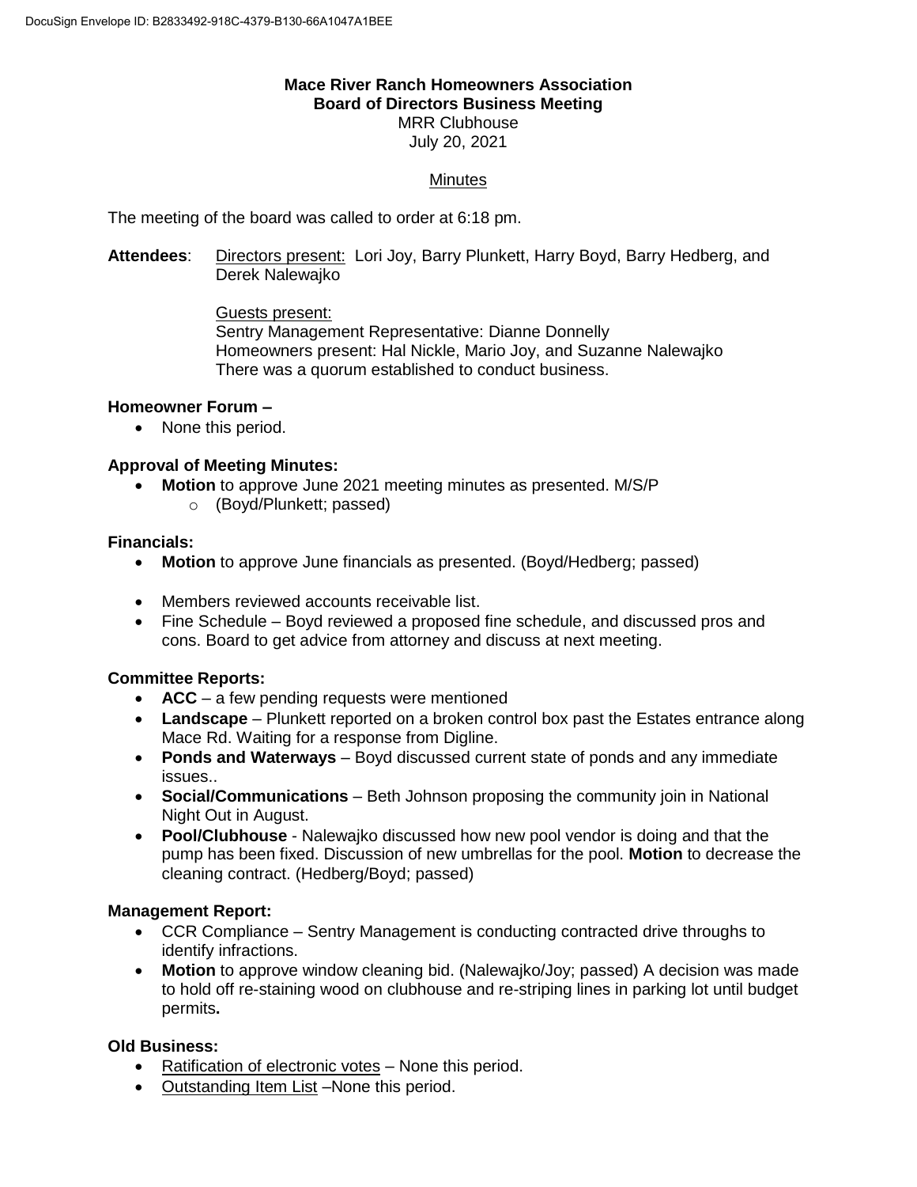**Mace River Ranch Homeowners Association**
**Board of Directors Business Meeting**
MRR Clubhouse
July 20, 2021

Minutes

The meeting of the board was called to order at 6:18 pm.

**Attendees**: Directors present: Lori Joy, Barry Plunkett, Harry Boyd, Barry Hedberg, and Derek Nalewajko

Guests present:
Sentry Management Representative: Dianne Donnelly
Homeowners present: Hal Nickle, Mario Joy, and Suzanne Nalewajko
There was a quorum established to conduct business.

**Homeowner Forum –**

- None this period.

**Approval of Meeting Minutes:**

- **Motion** to approve June 2021 meeting minutes as presented. M/S/P
  - (Boyd/Plunkett; passed)

**Financials:**

- **Motion** to approve June financials as presented. (Boyd/Hedberg; passed)
- Members reviewed accounts receivable list.
- Fine Schedule – Boyd reviewed a proposed fine schedule, and discussed pros and cons. Board to get advice from attorney and discuss at next meeting.

**Committee Reports:**

- **ACC** – a few pending requests were mentioned
- **Landscape** – Plunkett reported on a broken control box past the Estates entrance along Mace Rd. Waiting for a response from Digline.
- **Ponds and Waterways** – Boyd discussed current state of ponds and any immediate issues..
- **Social/Communications** – Beth Johnson proposing the community join in National Night Out in August.
- **Pool/Clubhouse** - Nalewajko discussed how new pool vendor is doing and that the pump has been fixed. Discussion of new umbrellas for the pool. **Motion** to decrease the cleaning contract. (Hedberg/Boyd; passed)

**Management Report:**

- CCR Compliance – Sentry Management is conducting contracted drive throughs to identify infractions.
- **Motion** to approve window cleaning bid. (Nalewajko/Joy; passed) A decision was made to hold off re-staining wood on clubhouse and re-striping lines in parking lot until budget permits**.**

**Old Business:**

- Ratification of electronic votes – None this period.
- Outstanding Item List –None this period.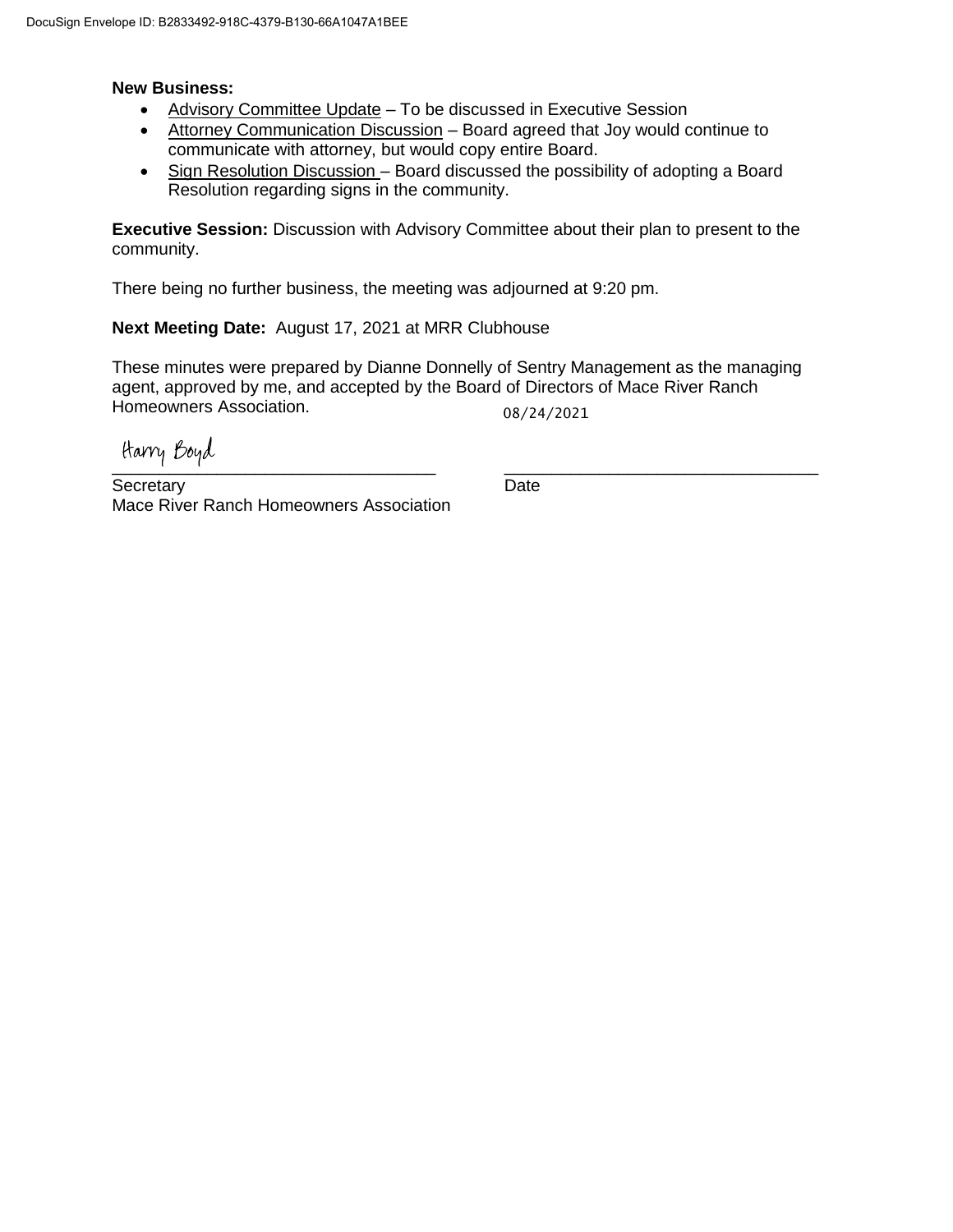**New Business:**

- Advisory Committee Update – To be discussed in Executive Session
- Attorney Communication Discussion – Board agreed that Joy would continue to communicate with attorney, but would copy entire Board.
- Sign Resolution Discussion – Board discussed the possibility of adopting a Board Resolution regarding signs in the community.

**Executive Session:** Discussion with Advisory Committee about their plan to present to the community.

There being no further business, the meeting was adjourned at 9:20 pm.

**Next Meeting Date:** August 17, 2021 at MRR Clubhouse

These minutes were prepared by Dianne Donnelly of Sentry Management as the managing agent, approved by me, and accepted by the Board of Directors of Mace River Ranch Homeowners Association.

Harry Boyd
\_\_\_\_\_\_\_\_\_\_\_\_\_\_\_\_\_\_\_\_\_\_\_\_\_\_\_\_\_\_\_\_\_
Secretary
Mace River Ranch Homeowners Association

08/24/2021
\_\_\_\_\_\_\_\_\_\_\_\_\_\_\_\_\_\_\_\_\_\_\_\_\_\_\_\_\_\_\_\_\_
Date